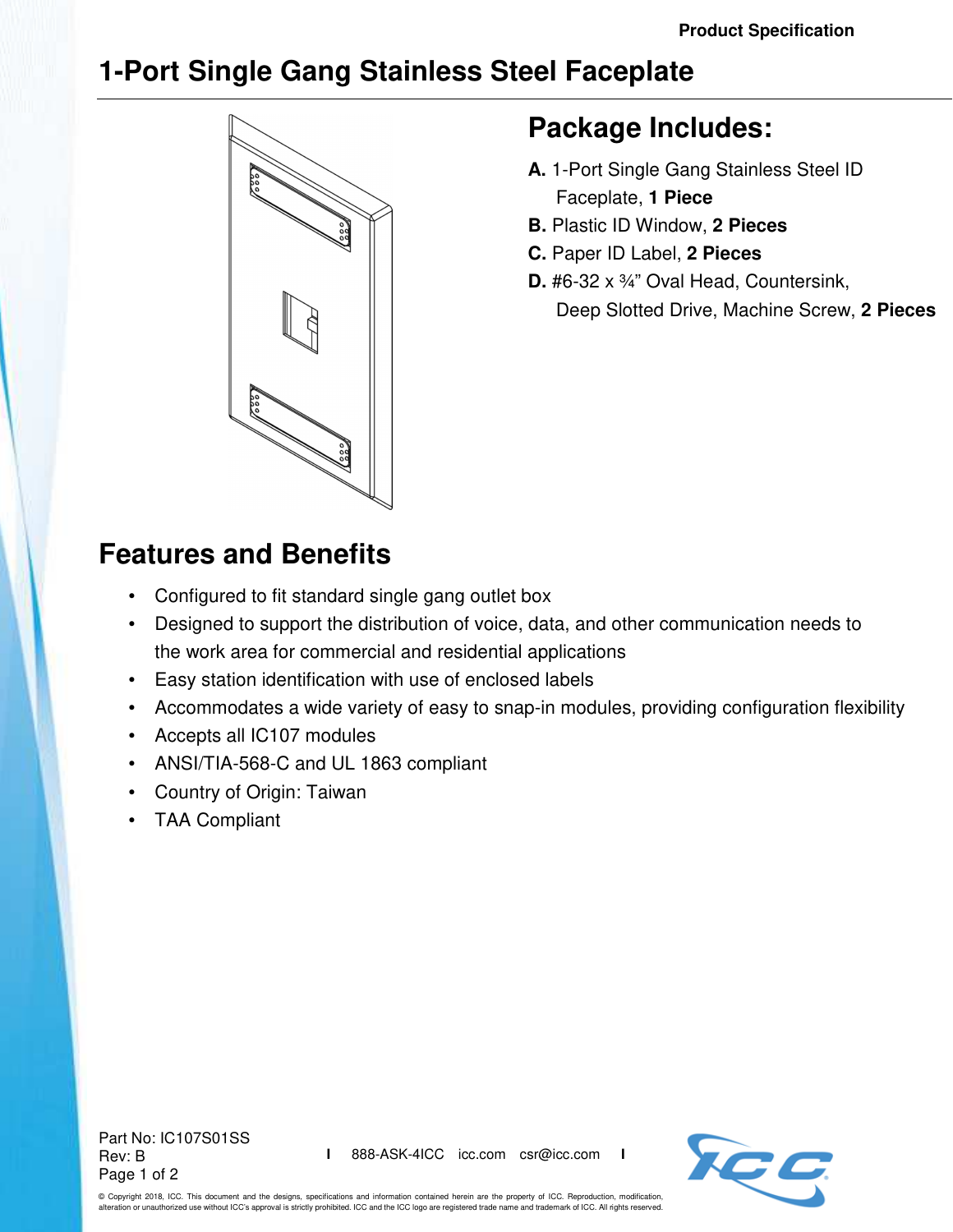# 1-Port Single Gang Stainless Steel Faceplate

## Package Includes:

**A.** 1-Port Single Gang Stainless Steel ID Faceplate, **1 Piece**

**B.** Plastic ID Window, **2 Pieces**

**C.** Paper ID Label, **2 Pieces**

**D.** #6-32 x ¾" Oval Head, Countersink, Deep Slotted Drive, Machine Screw, **2 Pieces**

## Features and Benefits

- Configured to fit standard single gang outlet box
- Designed to support the distribution of voice, data, and other communication needs to the work area for commercial and residential applications
- Easy station identification with use of enclosed labels
- Accommodates a wide variety of easy to snap-in modules, providing configuration flexibility
- Accepts all IC107 modules
- ANSI/TIA-568-C and UL 1863 compliant
- Country of Origin: Taiwan
- TAA Compliant

Part No: IC107S01SS
Rev: B

888-ASK-4ICC icc.com csr@icc.com

© Copyright 2018, ICC. This document and the designs, specifications and information contained herein are the property of ICC. Reproduction, modification, alteration or unauthorized use without ICC's approval is strictly prohibited. ICC and the ICC logo are registered trade name and trademark of ICC. All rights reserved.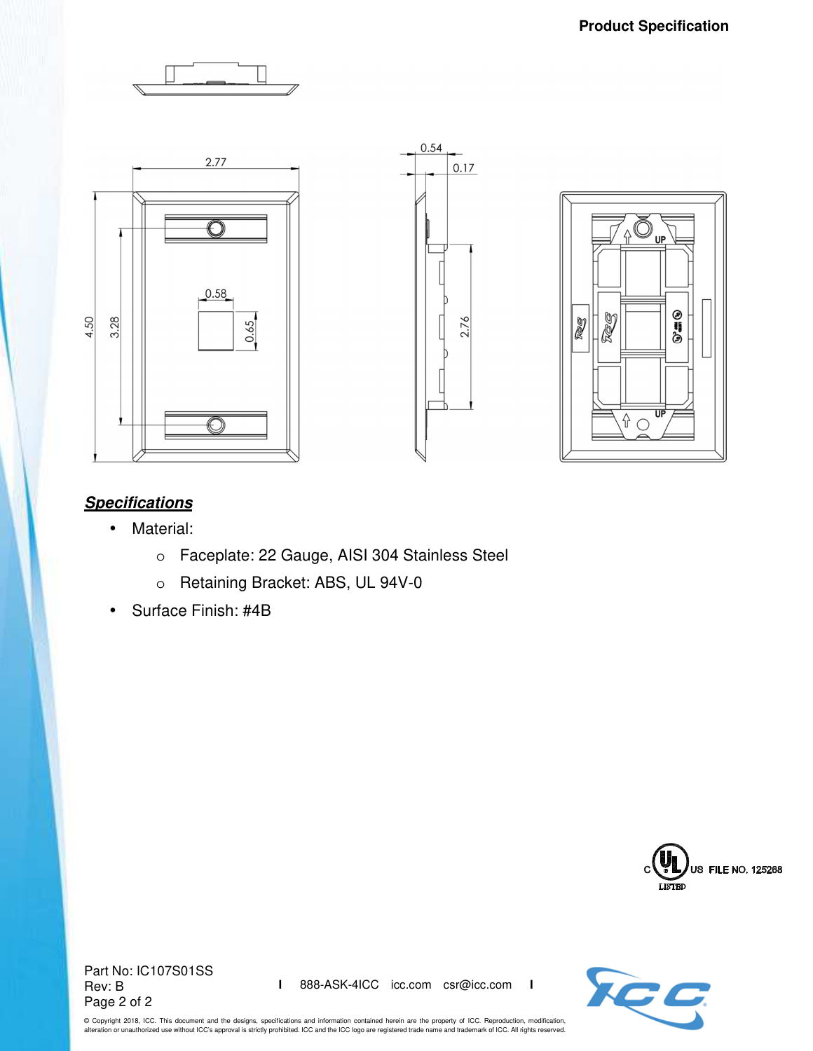Product Specification

2.77

0.58

0.65

4.50

3.28

0.54

0.17

2.76

UP

UP

## *Specifications*

- Material:
  - Faceplate: 22 Gauge, AISI 304 Stainless Steel
  - Retaining Bracket: ABS, UL 94V-0
- Surface Finish: #4B

C UL US LISTED FILE NO. 125268

Part No: IC107S01SS
Rev: B

888-ASK-4ICC icc.com csr@icc.com

© Copyright 2018, ICC. This document and the designs, specifications and information contained herein are the property of ICC. Reproduction, modification, alteration or unauthorized use without ICC's approval is strictly prohibited. ICC and the ICC logo are registered trade name and trademark of ICC. All rights reserved.